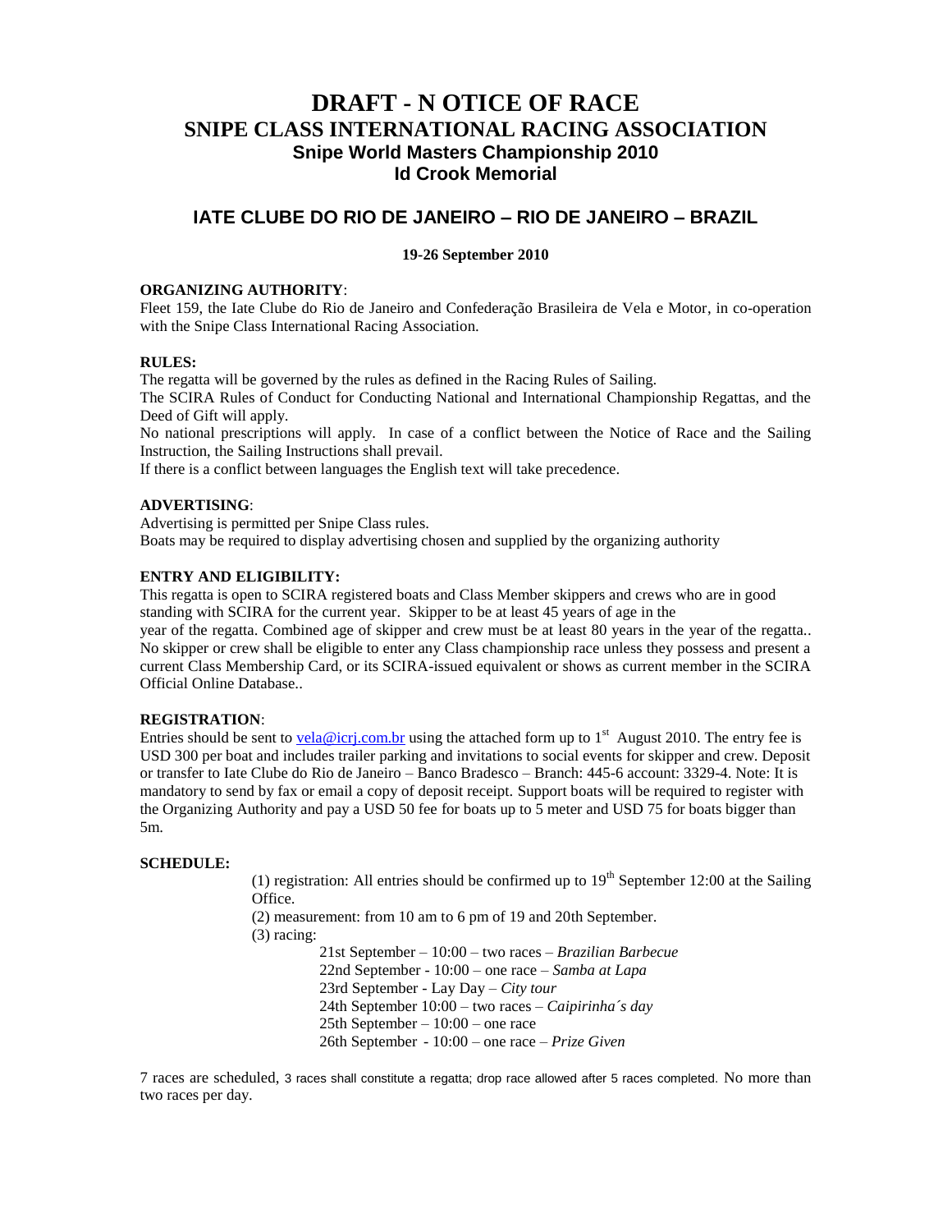# DRAFT - N OTICE OF RACE
## SNIPE CLASS INTERNATIONAL RACING ASSOCIATION
### Snipe World Masters Championship 2010
### Id Crook Memorial

## IATE CLUBE DO RIO DE JANEIRO – RIO DE JANEIRO – BRAZIL

**19-26 September 2010**

**ORGANIZING AUTHORITY**:
Fleet 159, the Iate Clube do Rio de Janeiro and Confederação Brasileira de Vela e Motor, in co-operation with the Snipe Class International Racing Association.

**RULES:**
The regatta will be governed by the rules as defined in the Racing Rules of Sailing.
The SCIRA Rules of Conduct for Conducting National and International Championship Regattas, and the Deed of Gift will apply.
No national prescriptions will apply. In case of a conflict between the Notice of Race and the Sailing Instruction, the Sailing Instructions shall prevail.
If there is a conflict between languages the English text will take precedence.

**ADVERTISING**:
Advertising is permitted per Snipe Class rules.
Boats may be required to display advertising chosen and supplied by the organizing authority

**ENTRY AND ELIGIBILITY:**
This regatta is open to SCIRA registered boats and Class Member skippers and crews who are in good standing with SCIRA for the current year. Skipper to be at least 45 years of age in the year of the regatta. Combined age of skipper and crew must be at least 80 years in the year of the regatta.. No skipper or crew shall be eligible to enter any Class championship race unless they possess and present a current Class Membership Card, or its SCIRA-issued equivalent or shows as current member in the SCIRA Official Online Database..

**REGISTRATION**:
Entries should be sent to vela@icrj.com.br using the attached form up to 1st August 2010. The entry fee is USD 300 per boat and includes trailer parking and invitations to social events for skipper and crew. Deposit or transfer to Iate Clube do Rio de Janeiro – Banco Bradesco – Branch: 445-6 account: 3329-4. Note: It is mandatory to send by fax or email a copy of deposit receipt. Support boats will be required to register with the Organizing Authority and pay a USD 50 fee for boats up to 5 meter and USD 75 for boats bigger than 5m.

**SCHEDULE:**

(1) registration: All entries should be confirmed up to 19th September 12:00 at the Sailing Office.
(2) measurement: from 10 am to 6 pm of 19 and 20th September.
(3) racing:

21st September – 10:00 – two races – *Brazilian Barbecue*
22nd September - 10:00 – one race – *Samba at Lapa*
23rd September - Lay Day – *City tour*
24th September 10:00 – two races – *Caipirinha´s day*
25th September – 10:00 – one race
26th September - 10:00 – one race – *Prize Given*

7 races are scheduled, 3 races shall constitute a regatta; drop race allowed after 5 races completed. No more than two races per day.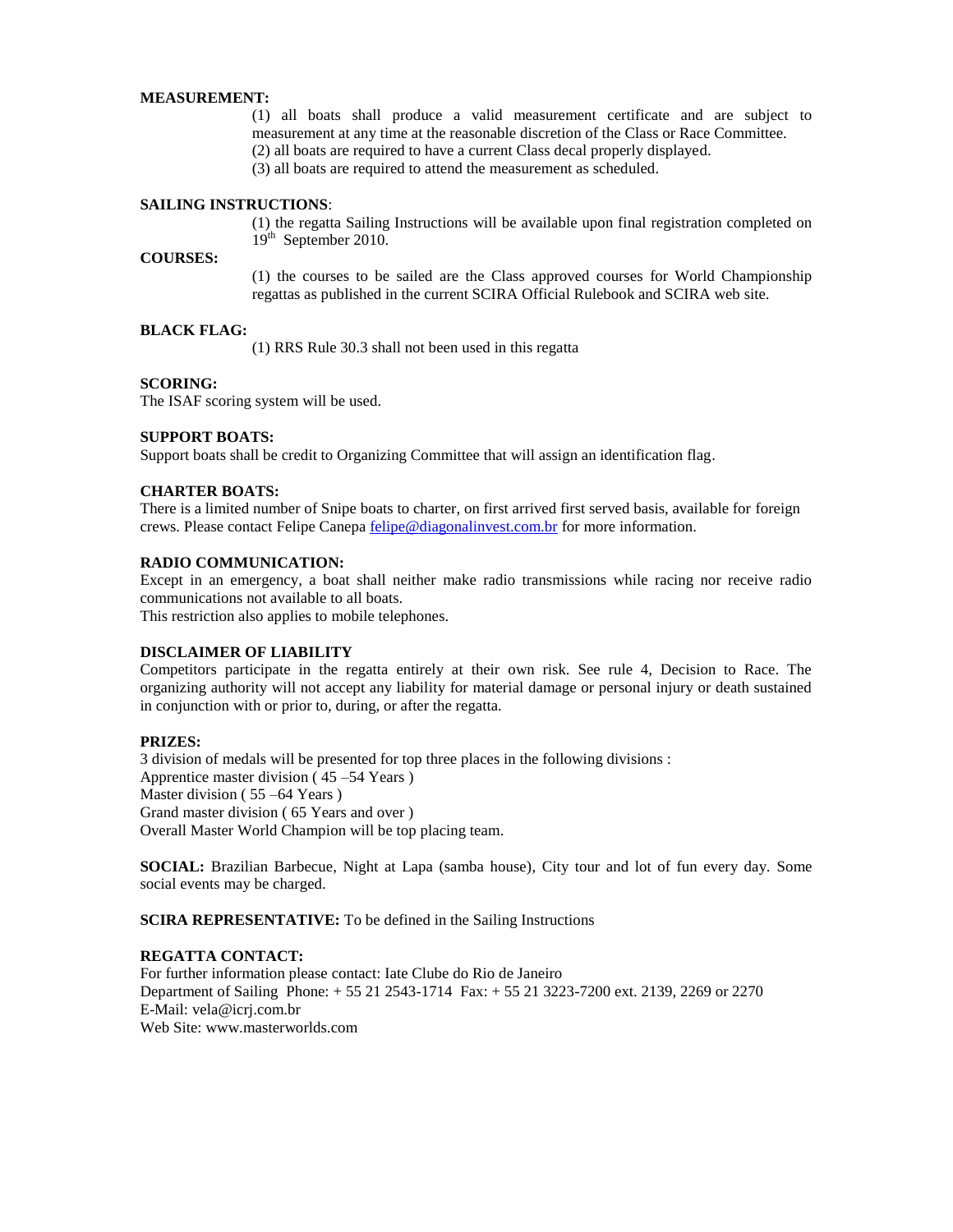**MEASUREMENT:**

(1) all boats shall produce a valid measurement certificate and are subject to measurement at any time at the reasonable discretion of the Class or Race Committee.
(2) all boats are required to have a current Class decal properly displayed.
(3) all boats are required to attend the measurement as scheduled.

**SAILING INSTRUCTIONS**:

(1) the regatta Sailing Instructions will be available upon final registration completed on 19th September 2010.

**COURSES:**

(1) the courses to be sailed are the Class approved courses for World Championship regattas as published in the current SCIRA Official Rulebook and SCIRA web site.

**BLACK FLAG:**

(1) RRS Rule 30.3 shall not been used in this regatta

**SCORING:**
The ISAF scoring system will be used.

**SUPPORT BOATS:**
Support boats shall be credit to Organizing Committee that will assign an identification flag.

**CHARTER BOATS:**
There is a limited number of Snipe boats to charter, on first arrived first served basis, available for foreign crews. Please contact Felipe Canepa felipe@diagonalinvest.com.br for more information.

**RADIO COMMUNICATION:**
Except in an emergency, a boat shall neither make radio transmissions while racing nor receive radio communications not available to all boats.
This restriction also applies to mobile telephones.

**DISCLAIMER OF LIABILITY**
Competitors participate in the regatta entirely at their own risk. See rule 4, Decision to Race. The organizing authority will not accept any liability for material damage or personal injury or death sustained in conjunction with or prior to, during, or after the regatta.

**PRIZES:**
3 division of medals will be presented for top three places in the following divisions :
Apprentice master division ( 45 –54 Years )
Master division ( 55 –64 Years )
Grand master division ( 65 Years and over )
Overall Master World Champion will be top placing team.

**SOCIAL:** Brazilian Barbecue, Night at Lapa (samba house), City tour and lot of fun every day. Some social events may be charged.

**SCIRA REPRESENTATIVE:** To be defined in the Sailing Instructions

**REGATTA CONTACT:**
For further information please contact: Iate Clube do Rio de Janeiro
Department of Sailing Phone: + 55 21 2543-1714 Fax: + 55 21 3223-7200 ext. 2139, 2269 or 2270
E-Mail: vela@icrj.com.br
Web Site: www.masterworlds.com